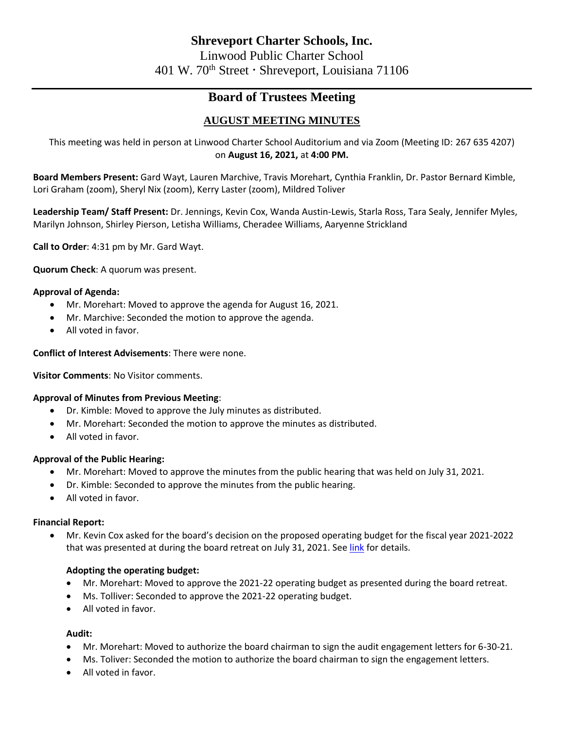# Shreveport Charter Schools, Inc.

Linwood Public Charter School

401 W. 70th Street · Shreveport, Louisiana 71106

---

## Board of Trustees Meeting

### AUGUST MEETING MINUTES

This meeting was held in person at Linwood Charter School Auditorium and via Zoom (Meeting ID: 267 635 4207) on **August 16, 2021,** at **4:00 PM.**

**Board Members Present:** Gard Wayt, Lauren Marchive, Travis Morehart, Cynthia Franklin, Dr. Pastor Bernard Kimble, Lori Graham (zoom), Sheryl Nix (zoom), Kerry Laster (zoom), Mildred Toliver

**Leadership Team/ Staff Present:** Dr. Jennings, Kevin Cox, Wanda Austin-Lewis, Starla Ross, Tara Sealy, Jennifer Myles, Marilyn Johnson, Shirley Pierson, Letisha Williams, Cheradee Williams, Aaryenne Strickland

**Call to Order**: 4:31 pm by Mr. Gard Wayt.

**Quorum Check**: A quorum was present.

**Approval of Agenda:**

- Mr. Morehart: Moved to approve the agenda for August 16, 2021.
- Mr. Marchive: Seconded the motion to approve the agenda.
- All voted in favor.

**Conflict of Interest Advisements**: There were none.

**Visitor Comments**: No Visitor comments.

**Approval of Minutes from Previous Meeting**:

- Dr. Kimble: Moved to approve the July minutes as distributed.
- Mr. Morehart: Seconded the motion to approve the minutes as distributed.
- All voted in favor.

**Approval of the Public Hearing:**

- Mr. Morehart: Moved to approve the minutes from the public hearing that was held on July 31, 2021.
- Dr. Kimble: Seconded to approve the minutes from the public hearing.
- All voted in favor.

**Financial Report:**

- Mr. Kevin Cox asked for the board's decision on the proposed operating budget for the fiscal year 2021-2022 that was presented at during the board retreat on July 31, 2021. See link for details.

**Adopting the operating budget:**

- Mr. Morehart: Moved to approve the 2021-22 operating budget as presented during the board retreat.
- Ms. Tolliver: Seconded to approve the 2021-22 operating budget.
- All voted in favor.

**Audit:**

- Mr. Morehart: Moved to authorize the board chairman to sign the audit engagement letters for 6-30-21.
- Ms. Toliver: Seconded the motion to authorize the board chairman to sign the engagement letters.
- All voted in favor.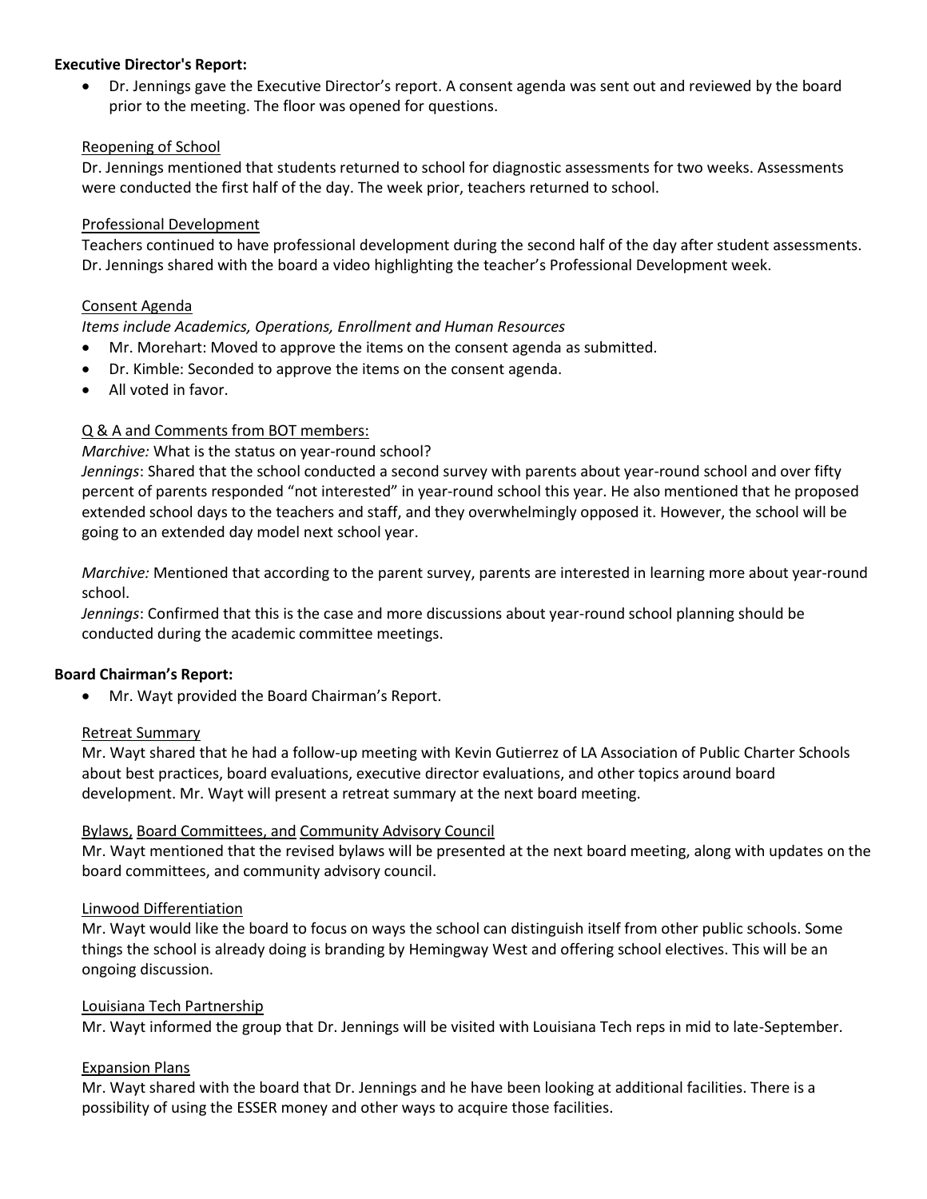**Executive Director's Report:**

- Dr. Jennings gave the Executive Director's report. A consent agenda was sent out and reviewed by the board prior to the meeting. The floor was opened for questions.

Reopening of School

Dr. Jennings mentioned that students returned to school for diagnostic assessments for two weeks. Assessments were conducted the first half of the day. The week prior, teachers returned to school.

Professional Development

Teachers continued to have professional development during the second half of the day after student assessments. Dr. Jennings shared with the board a video highlighting the teacher's Professional Development week.

Consent Agenda

*Items include Academics, Operations, Enrollment and Human Resources*

- Mr. Morehart: Moved to approve the items on the consent agenda as submitted.
- Dr. Kimble: Seconded to approve the items on the consent agenda.
- All voted in favor.

Q & A and Comments from BOT members:

*Marchive:* What is the status on year-round school?

*Jennings*: Shared that the school conducted a second survey with parents about year-round school and over fifty percent of parents responded "not interested" in year-round school this year. He also mentioned that he proposed extended school days to the teachers and staff, and they overwhelmingly opposed it. However, the school will be going to an extended day model next school year.

*Marchive:* Mentioned that according to the parent survey, parents are interested in learning more about year-round school.

*Jennings*: Confirmed that this is the case and more discussions about year-round school planning should be conducted during the academic committee meetings.

**Board Chairman's Report:**

- Mr. Wayt provided the Board Chairman's Report.

Retreat Summary

Mr. Wayt shared that he had a follow-up meeting with Kevin Gutierrez of LA Association of Public Charter Schools about best practices, board evaluations, executive director evaluations, and other topics around board development. Mr. Wayt will present a retreat summary at the next board meeting.

Bylaws, Board Committees, and Community Advisory Council

Mr. Wayt mentioned that the revised bylaws will be presented at the next board meeting, along with updates on the board committees, and community advisory council.

Linwood Differentiation

Mr. Wayt would like the board to focus on ways the school can distinguish itself from other public schools. Some things the school is already doing is branding by Hemingway West and offering school electives. This will be an ongoing discussion.

Louisiana Tech Partnership

Mr. Wayt informed the group that Dr. Jennings will be visited with Louisiana Tech reps in mid to late-September.

Expansion Plans

Mr. Wayt shared with the board that Dr. Jennings and he have been looking at additional facilities. There is a possibility of using the ESSER money and other ways to acquire those facilities.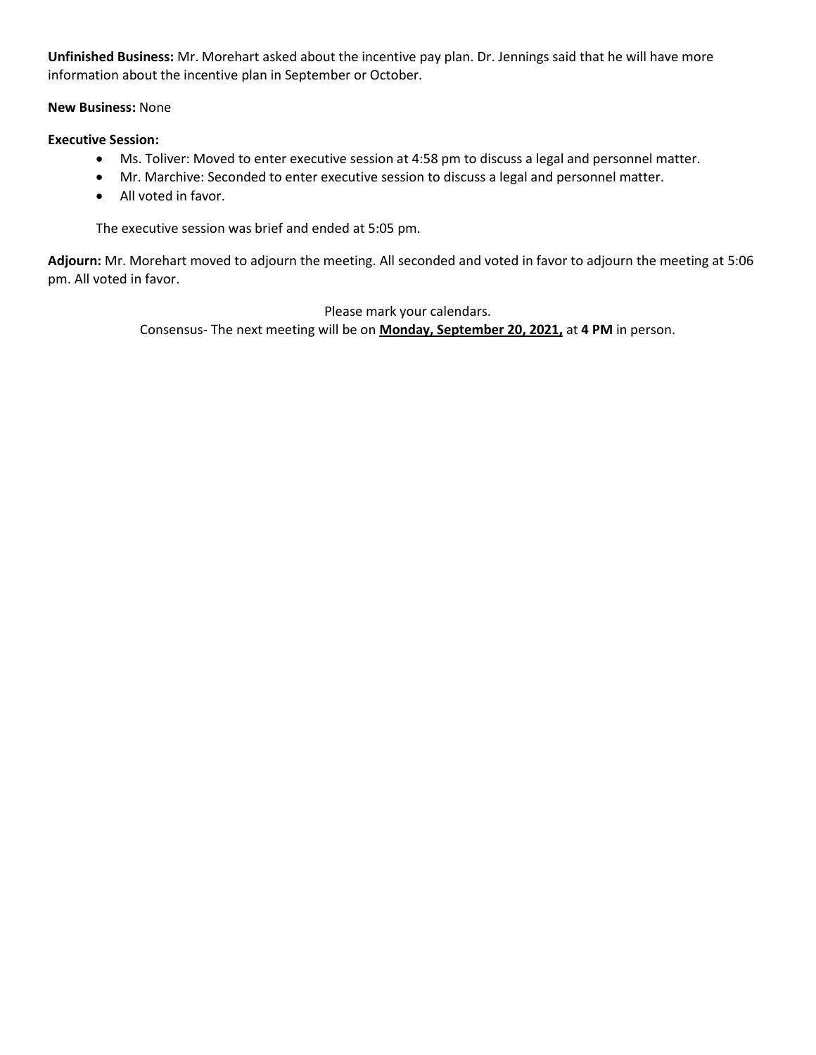**Unfinished Business:** Mr. Morehart asked about the incentive pay plan. Dr. Jennings said that he will have more information about the incentive plan in September or October.

**New Business:** None

**Executive Session:**

- Ms. Toliver: Moved to enter executive session at 4:58 pm to discuss a legal and personnel matter.
- Mr. Marchive: Seconded to enter executive session to discuss a legal and personnel matter.
- All voted in favor.

The executive session was brief and ended at 5:05 pm.

**Adjourn:** Mr. Morehart moved to adjourn the meeting. All seconded and voted in favor to adjourn the meeting at 5:06 pm. All voted in favor.

Please mark your calendars.

Consensus- The next meeting will be on **Monday, September 20, 2021,** at **4 PM** in person.